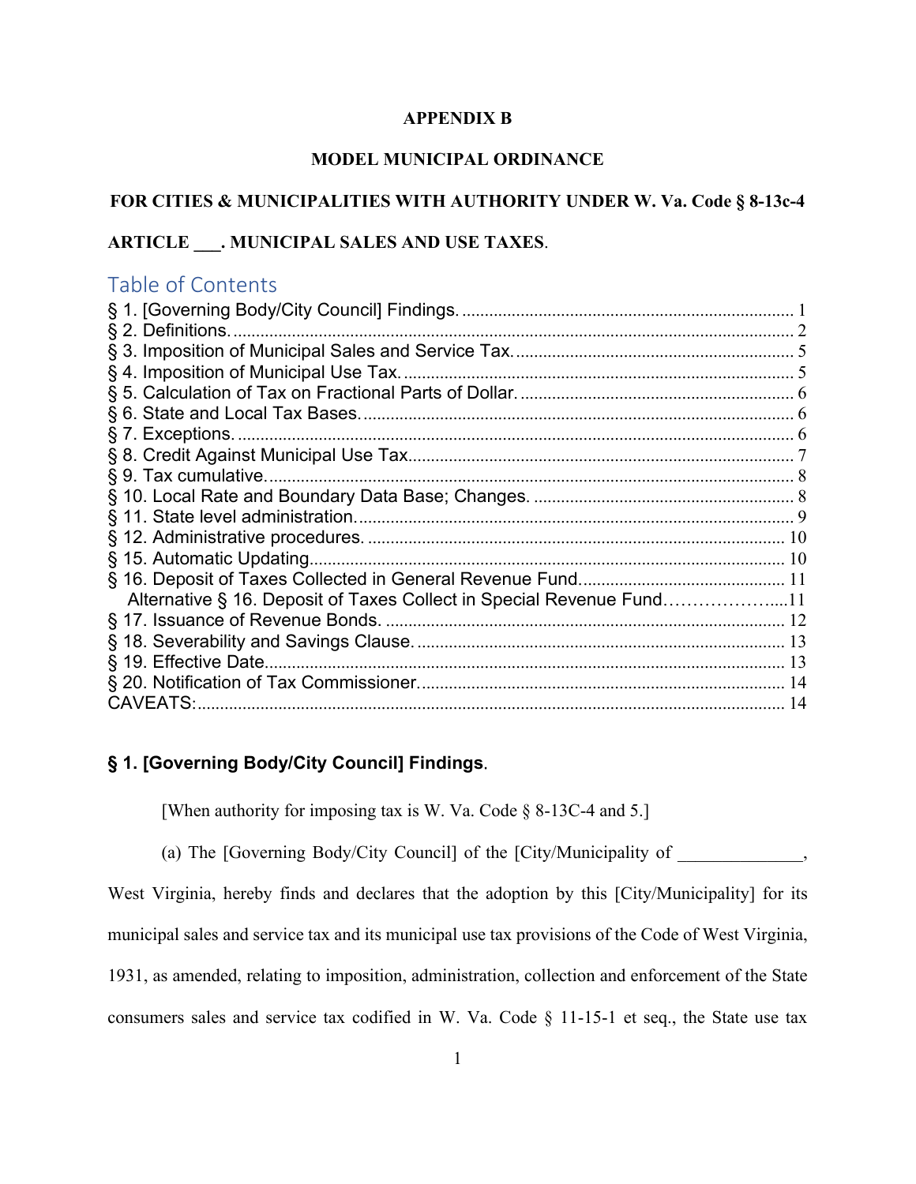**APPENDIX B**

**MODEL MUNICIPAL ORDINANCE**

**FOR CITIES & MUNICIPALITIES WITH AUTHORITY UNDER W. Va. Code § 8-13c-4**

**ARTICLE ___. MUNICIPAL SALES AND USE TAXES**.

## Table of Contents

| | |
|---|---|
| § 1. [Governing Body/City Council] Findings. | 1 |
| § 2. Definitions. | 2 |
| § 3. Imposition of Municipal Sales and Service Tax. | 5 |
| § 4. Imposition of Municipal Use Tax. | 5 |
| § 5. Calculation of Tax on Fractional Parts of Dollar. | 6 |
| § 6. State and Local Tax Bases. | 6 |
| § 7. Exceptions. | 6 |
| § 8. Credit Against Municipal Use Tax. | 7 |
| § 9. Tax cumulative. | 8 |
| § 10. Local Rate and Boundary Data Base; Changes. | 8 |
| § 11. State level administration. | 9 |
| § 12. Administrative procedures. | 10 |
| § 15. Automatic Updating. | 10 |
| § 16. Deposit of Taxes Collected in General Revenue Fund. | 11 |
| Alternative § 16. Deposit of Taxes Collect in Special Revenue Fund | 11 |
| § 17. Issuance of Revenue Bonds. | 12 |
| § 18. Severability and Savings Clause. | 13 |
| § 19. Effective Date. | 13 |
| § 20. Notification of Tax Commissioner. | 14 |
| CAVEATS: | 14 |

### § 1. [Governing Body/City Council] Findings.

[When authority for imposing tax is W. Va. Code § 8-13C-4 and 5.]

(a) The [Governing Body/City Council] of the [City/Municipality of ______________, West Virginia, hereby finds and declares that the adoption by this [City/Municipality] for its municipal sales and service tax and its municipal use tax provisions of the Code of West Virginia, 1931, as amended, relating to imposition, administration, collection and enforcement of the State consumers sales and service tax codified in W. Va. Code § 11-15-1 et seq., the State use tax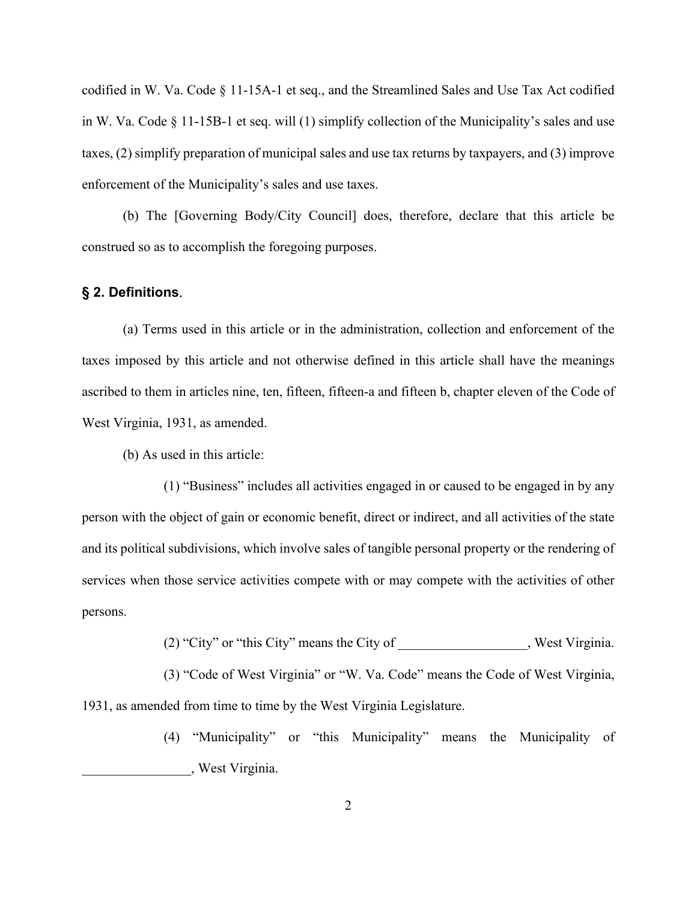codified in W. Va. Code § 11-15A-1 et seq., and the Streamlined Sales and Use Tax Act codified in W. Va. Code § 11-15B-1 et seq. will (1) simplify collection of the Municipality's sales and use taxes, (2) simplify preparation of municipal sales and use tax returns by taxpayers, and (3) improve enforcement of the Municipality's sales and use taxes.

(b) The [Governing Body/City Council] does, therefore, declare that this article be construed so as to accomplish the foregoing purposes.

**§ 2. Definitions**.

(a) Terms used in this article or in the administration, collection and enforcement of the taxes imposed by this article and not otherwise defined in this article shall have the meanings ascribed to them in articles nine, ten, fifteen, fifteen-a and fifteen b, chapter eleven of the Code of West Virginia, 1931, as amended.

(b) As used in this article:

(1) "Business" includes all activities engaged in or caused to be engaged in by any person with the object of gain or economic benefit, direct or indirect, and all activities of the state and its political subdivisions, which involve sales of tangible personal property or the rendering of services when those service activities compete with or may compete with the activities of other persons.

(2) "City" or "this City" means the City of ___________________, West Virginia.

(3) "Code of West Virginia" or "W. Va. Code" means the Code of West Virginia, 1931, as amended from time to time by the West Virginia Legislature.

(4) "Municipality" or "this Municipality" means the Municipality of ________________, West Virginia.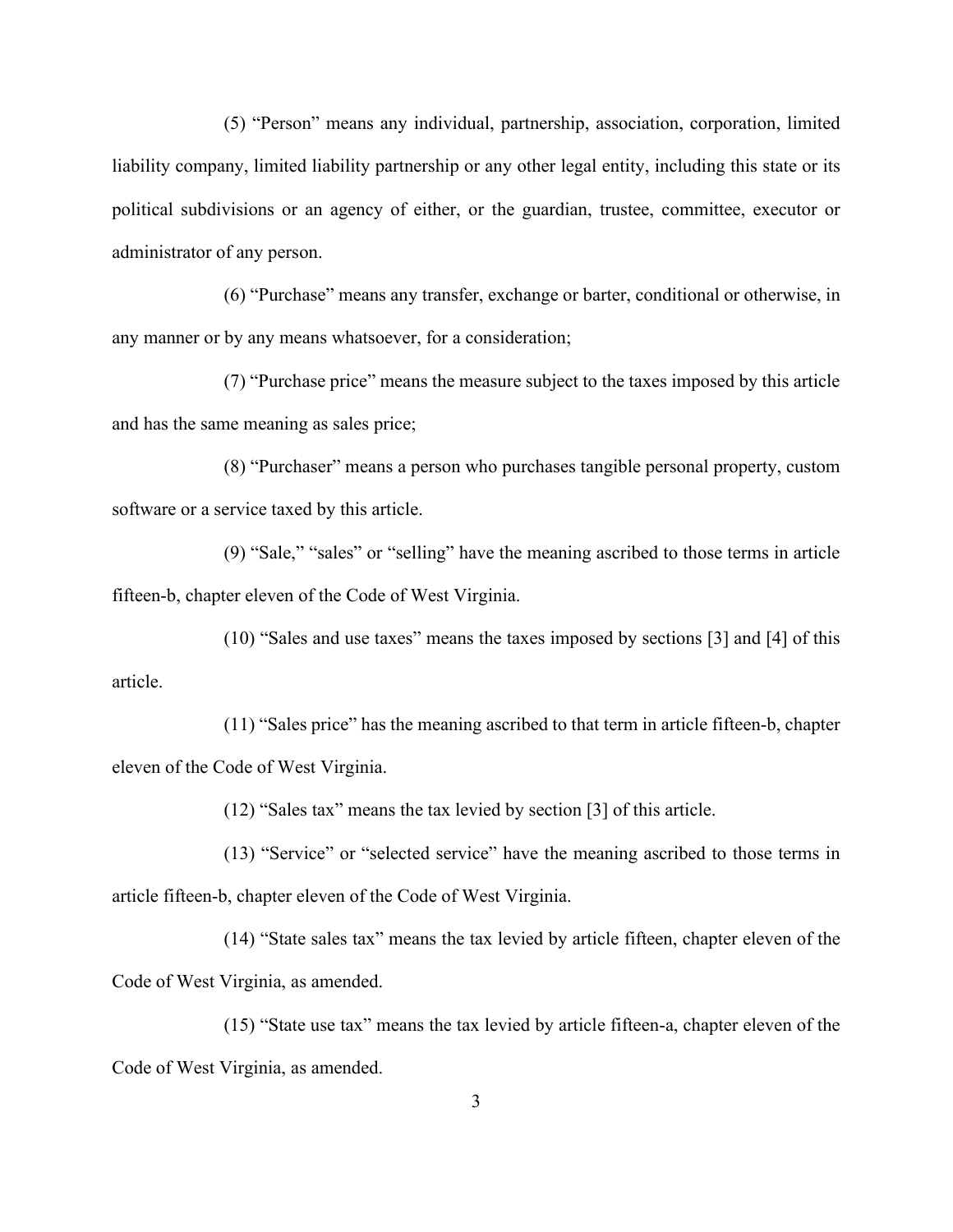(5) "Person" means any individual, partnership, association, corporation, limited liability company, limited liability partnership or any other legal entity, including this state or its political subdivisions or an agency of either, or the guardian, trustee, committee, executor or administrator of any person.

(6) "Purchase" means any transfer, exchange or barter, conditional or otherwise, in any manner or by any means whatsoever, for a consideration;

(7) "Purchase price" means the measure subject to the taxes imposed by this article and has the same meaning as sales price;

(8) "Purchaser" means a person who purchases tangible personal property, custom software or a service taxed by this article.

(9) "Sale," "sales" or "selling" have the meaning ascribed to those terms in article fifteen-b, chapter eleven of the Code of West Virginia.

(10) "Sales and use taxes" means the taxes imposed by sections [3] and [4] of this article.

(11) "Sales price" has the meaning ascribed to that term in article fifteen-b, chapter eleven of the Code of West Virginia.

(12) "Sales tax" means the tax levied by section [3] of this article.

(13) "Service" or "selected service" have the meaning ascribed to those terms in article fifteen-b, chapter eleven of the Code of West Virginia.

(14) "State sales tax" means the tax levied by article fifteen, chapter eleven of the Code of West Virginia, as amended.

(15) "State use tax" means the tax levied by article fifteen-a, chapter eleven of the Code of West Virginia, as amended.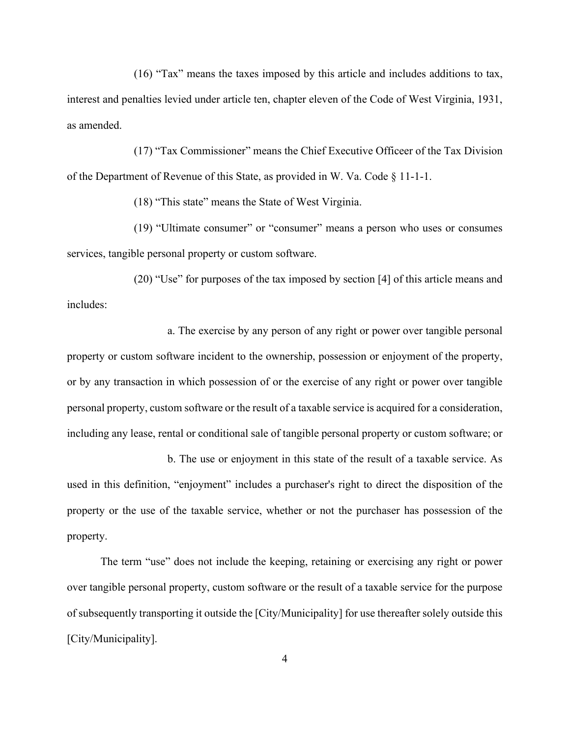(16) "Tax" means the taxes imposed by this article and includes additions to tax, interest and penalties levied under article ten, chapter eleven of the Code of West Virginia, 1931, as amended.

(17) "Tax Commissioner" means the Chief Executive Officeer of the Tax Division of the Department of Revenue of this State, as provided in W. Va. Code § 11-1-1.

(18) "This state" means the State of West Virginia.

(19) "Ultimate consumer" or "consumer" means a person who uses or consumes services, tangible personal property or custom software.

(20) "Use" for purposes of the tax imposed by section [4] of this article means and includes:

a. The exercise by any person of any right or power over tangible personal property or custom software incident to the ownership, possession or enjoyment of the property, or by any transaction in which possession of or the exercise of any right or power over tangible personal property, custom software or the result of a taxable service is acquired for a consideration, including any lease, rental or conditional sale of tangible personal property or custom software; or

b. The use or enjoyment in this state of the result of a taxable service. As used in this definition, "enjoyment" includes a purchaser's right to direct the disposition of the property or the use of the taxable service, whether or not the purchaser has possession of the property.

The term "use" does not include the keeping, retaining or exercising any right or power over tangible personal property, custom software or the result of a taxable service for the purpose of subsequently transporting it outside the [City/Municipality] for use thereafter solely outside this [City/Municipality].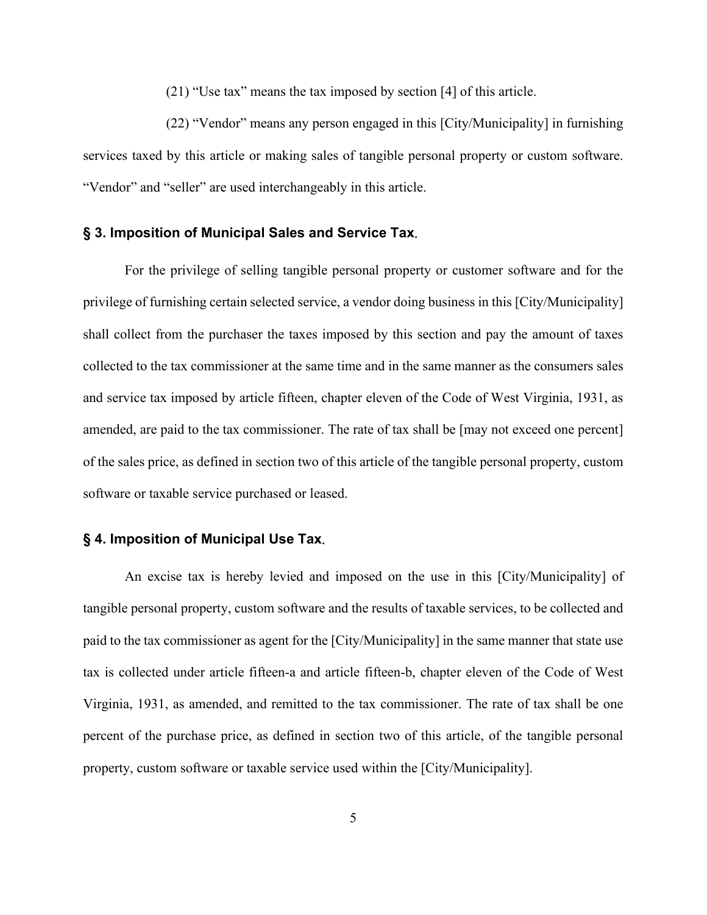(21) “Use tax” means the tax imposed by section [4] of this article.

(22) “Vendor” means any person engaged in this [City/Municipality] in furnishing services taxed by this article or making sales of tangible personal property or custom software. “Vendor” and “seller” are used interchangeably in this article.

### § 3. Imposition of Municipal Sales and Service Tax.

For the privilege of selling tangible personal property or customer software and for the privilege of furnishing certain selected service, a vendor doing business in this [City/Municipality] shall collect from the purchaser the taxes imposed by this section and pay the amount of taxes collected to the tax commissioner at the same time and in the same manner as the consumers sales and service tax imposed by article fifteen, chapter eleven of the Code of West Virginia, 1931, as amended, are paid to the tax commissioner. The rate of tax shall be [may not exceed one percent] of the sales price, as defined in section two of this article of the tangible personal property, custom software or taxable service purchased or leased.

### § 4. Imposition of Municipal Use Tax.

An excise tax is hereby levied and imposed on the use in this [City/Municipality] of tangible personal property, custom software and the results of taxable services, to be collected and paid to the tax commissioner as agent for the [City/Municipality] in the same manner that state use tax is collected under article fifteen-a and article fifteen-b, chapter eleven of the Code of West Virginia, 1931, as amended, and remitted to the tax commissioner. The rate of tax shall be one percent of the purchase price, as defined in section two of this article, of the tangible personal property, custom software or taxable service used within the [City/Municipality].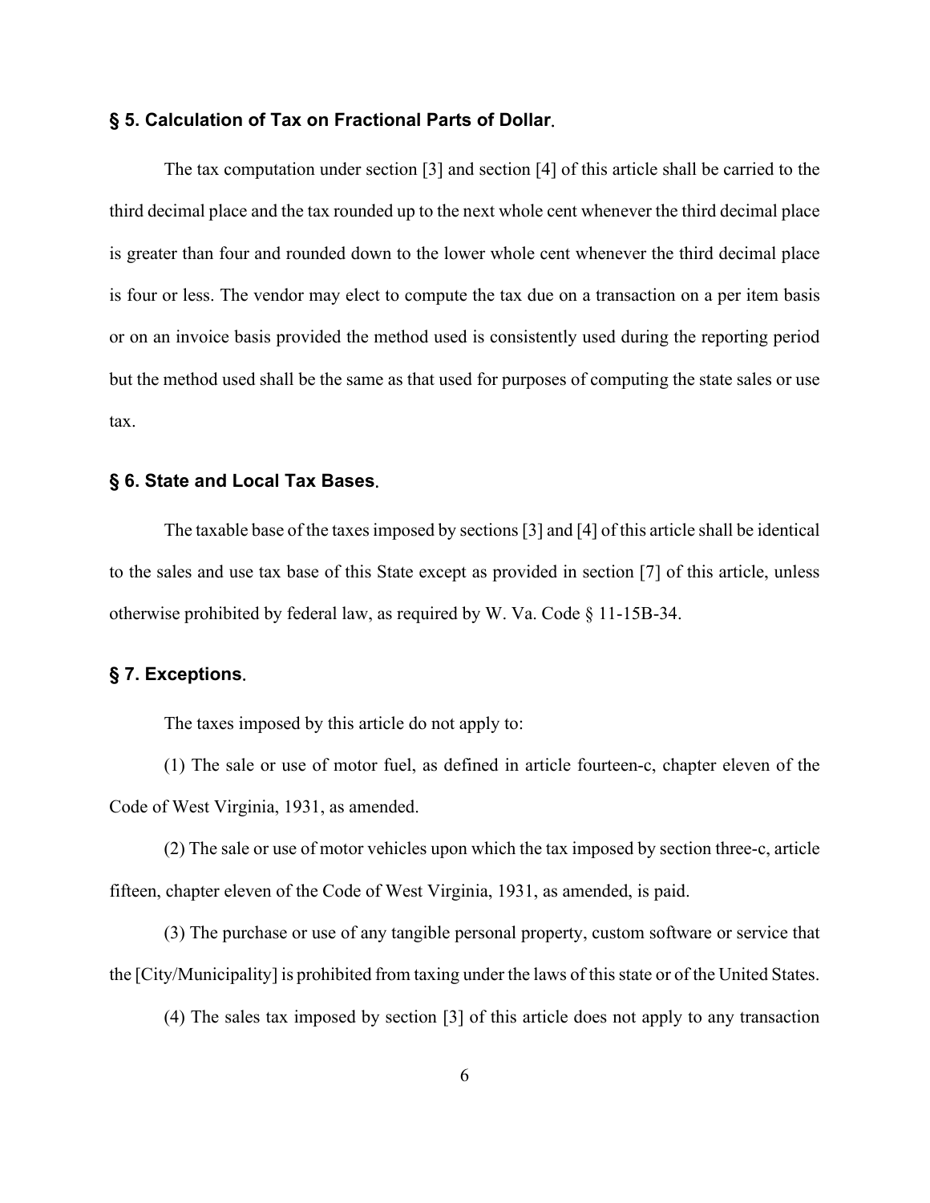### **§ 5. Calculation of Tax on Fractional Parts of Dollar**.

The tax computation under section [3] and section [4] of this article shall be carried to the third decimal place and the tax rounded up to the next whole cent whenever the third decimal place is greater than four and rounded down to the lower whole cent whenever the third decimal place is four or less. The vendor may elect to compute the tax due on a transaction on a per item basis or on an invoice basis provided the method used is consistently used during the reporting period but the method used shall be the same as that used for purposes of computing the state sales or use tax.

### **§ 6. State and Local Tax Bases**.

The taxable base of the taxes imposed by sections [3] and [4] of this article shall be identical to the sales and use tax base of this State except as provided in section [7] of this article, unless otherwise prohibited by federal law, as required by W. Va. Code § 11-15B-34.

### **§ 7. Exceptions**.

The taxes imposed by this article do not apply to:

(1) The sale or use of motor fuel, as defined in article fourteen-c, chapter eleven of the Code of West Virginia, 1931, as amended.

(2) The sale or use of motor vehicles upon which the tax imposed by section three-c, article fifteen, chapter eleven of the Code of West Virginia, 1931, as amended, is paid.

(3) The purchase or use of any tangible personal property, custom software or service that the [City/Municipality] is prohibited from taxing under the laws of this state or of the United States.

(4) The sales tax imposed by section [3] of this article does not apply to any transaction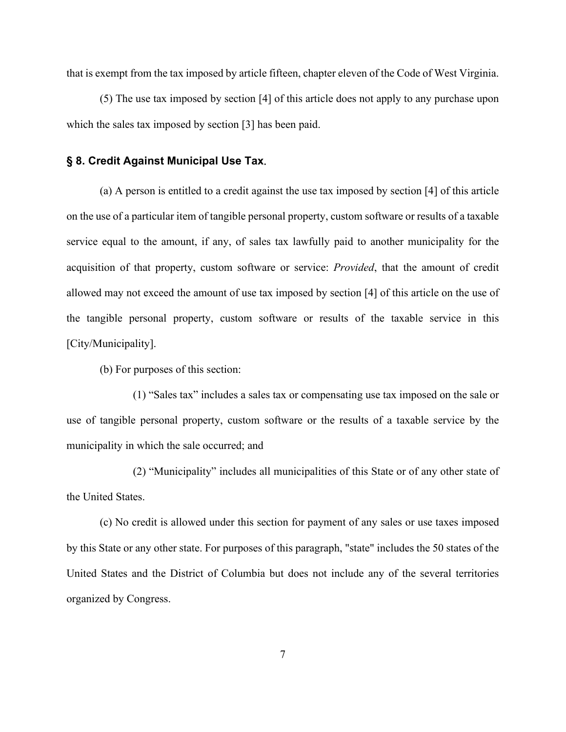that is exempt from the tax imposed by article fifteen, chapter eleven of the Code of West Virginia.

(5) The use tax imposed by section [4] of this article does not apply to any purchase upon which the sales tax imposed by section [3] has been paid.

### § 8. Credit Against Municipal Use Tax.

(a) A person is entitled to a credit against the use tax imposed by section [4] of this article on the use of a particular item of tangible personal property, custom software or results of a taxable service equal to the amount, if any, of sales tax lawfully paid to another municipality for the acquisition of that property, custom software or service: *Provided*, that the amount of credit allowed may not exceed the amount of use tax imposed by section [4] of this article on the use of the tangible personal property, custom software or results of the taxable service in this [City/Municipality].

(b) For purposes of this section:

(1) "Sales tax" includes a sales tax or compensating use tax imposed on the sale or use of tangible personal property, custom software or the results of a taxable service by the municipality in which the sale occurred; and

(2) "Municipality" includes all municipalities of this State or of any other state of the United States.

(c) No credit is allowed under this section for payment of any sales or use taxes imposed by this State or any other state. For purposes of this paragraph, "state" includes the 50 states of the United States and the District of Columbia but does not include any of the several territories organized by Congress.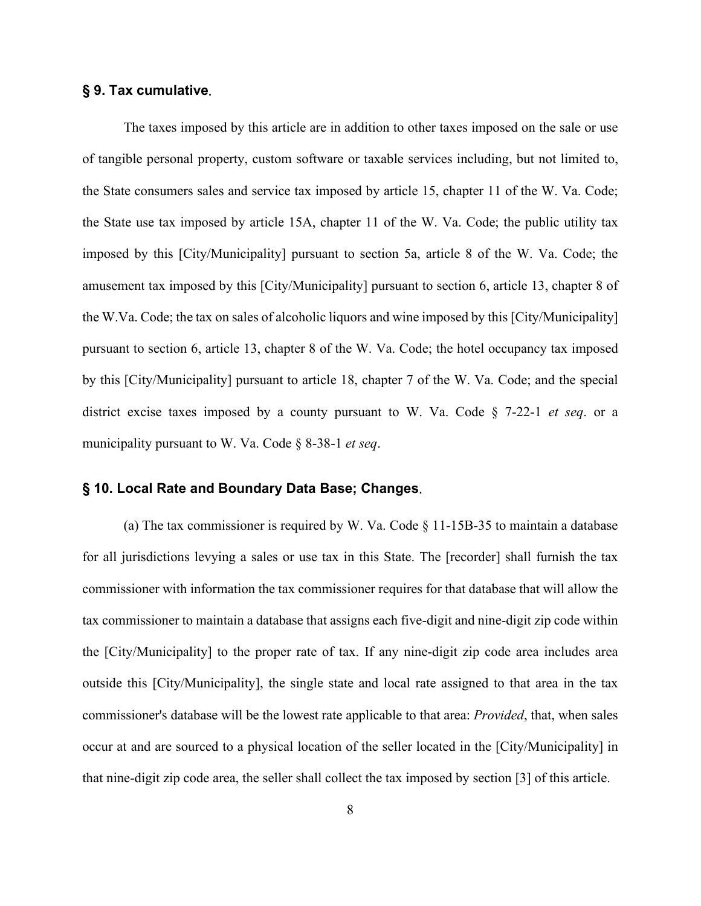### **§ 9. Tax cumulative**.

The taxes imposed by this article are in addition to other taxes imposed on the sale or use of tangible personal property, custom software or taxable services including, but not limited to, the State consumers sales and service tax imposed by article 15, chapter 11 of the W. Va. Code; the State use tax imposed by article 15A, chapter 11 of the W. Va. Code; the public utility tax imposed by this [City/Municipality] pursuant to section 5a, article 8 of the W. Va. Code; the amusement tax imposed by this [City/Municipality] pursuant to section 6, article 13, chapter 8 of the W.Va. Code; the tax on sales of alcoholic liquors and wine imposed by this [City/Municipality] pursuant to section 6, article 13, chapter 8 of the W. Va. Code; the hotel occupancy tax imposed by this [City/Municipality] pursuant to article 18, chapter 7 of the W. Va. Code; and the special district excise taxes imposed by a county pursuant to W. Va. Code § 7-22-1 *et seq*. or a municipality pursuant to W. Va. Code § 8-38-1 *et seq*.

### **§ 10. Local Rate and Boundary Data Base; Changes**.

(a) The tax commissioner is required by W. Va. Code § 11-15B-35 to maintain a database for all jurisdictions levying a sales or use tax in this State. The [recorder] shall furnish the tax commissioner with information the tax commissioner requires for that database that will allow the tax commissioner to maintain a database that assigns each five-digit and nine-digit zip code within the [City/Municipality] to the proper rate of tax. If any nine-digit zip code area includes area outside this [City/Municipality], the single state and local rate assigned to that area in the tax commissioner's database will be the lowest rate applicable to that area: *Provided*, that, when sales occur at and are sourced to a physical location of the seller located in the [City/Municipality] in that nine-digit zip code area, the seller shall collect the tax imposed by section [3] of this article.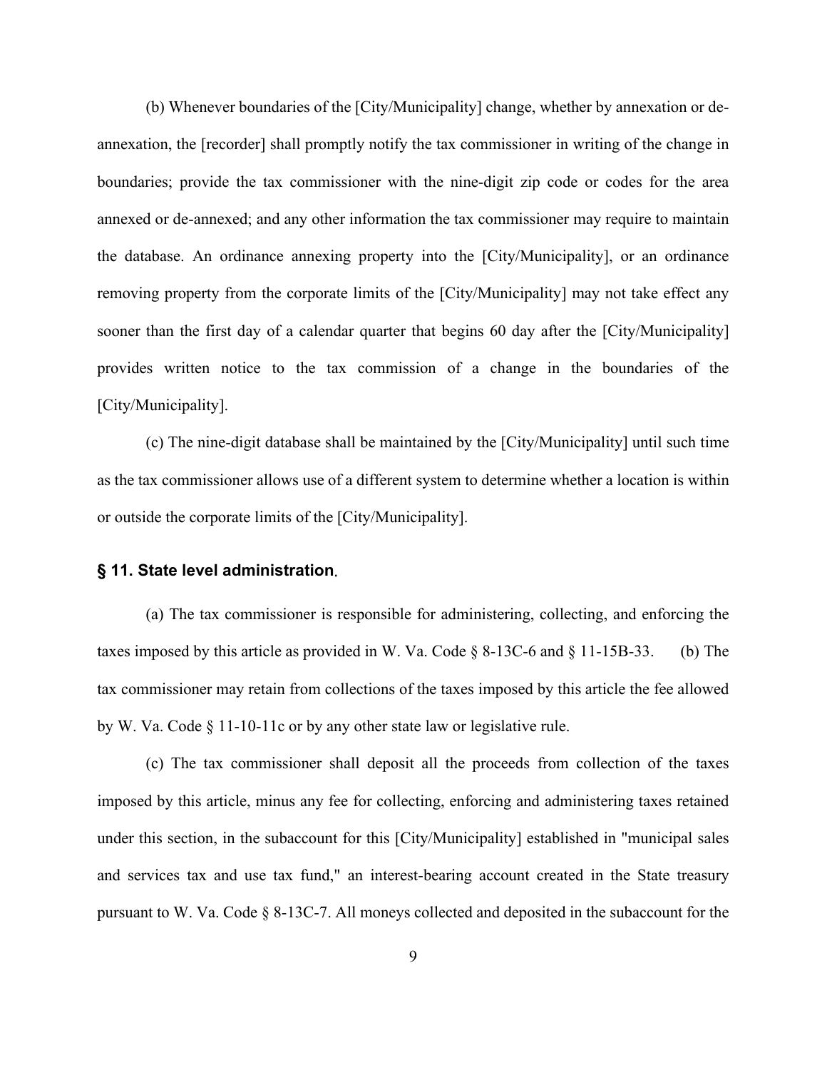(b) Whenever boundaries of the [City/Municipality] change, whether by annexation or de-annexation, the [recorder] shall promptly notify the tax commissioner in writing of the change in boundaries; provide the tax commissioner with the nine-digit zip code or codes for the area annexed or de-annexed; and any other information the tax commissioner may require to maintain the database. An ordinance annexing property into the [City/Municipality], or an ordinance removing property from the corporate limits of the [City/Municipality] may not take effect any sooner than the first day of a calendar quarter that begins 60 day after the [City/Municipality] provides written notice to the tax commission of a change in the boundaries of the [City/Municipality].

(c) The nine-digit database shall be maintained by the [City/Municipality] until such time as the tax commissioner allows use of a different system to determine whether a location is within or outside the corporate limits of the [City/Municipality].

### § 11. State level administration.

(a) The tax commissioner is responsible for administering, collecting, and enforcing the taxes imposed by this article as provided in W. Va. Code § 8-13C-6 and § 11-15B-33. (b) The tax commissioner may retain from collections of the taxes imposed by this article the fee allowed by W. Va. Code § 11-10-11c or by any other state law or legislative rule.

(c) The tax commissioner shall deposit all the proceeds from collection of the taxes imposed by this article, minus any fee for collecting, enforcing and administering taxes retained under this section, in the subaccount for this [City/Municipality] established in "municipal sales and services tax and use tax fund," an interest-bearing account created in the State treasury pursuant to W. Va. Code § 8-13C-7. All moneys collected and deposited in the subaccount for the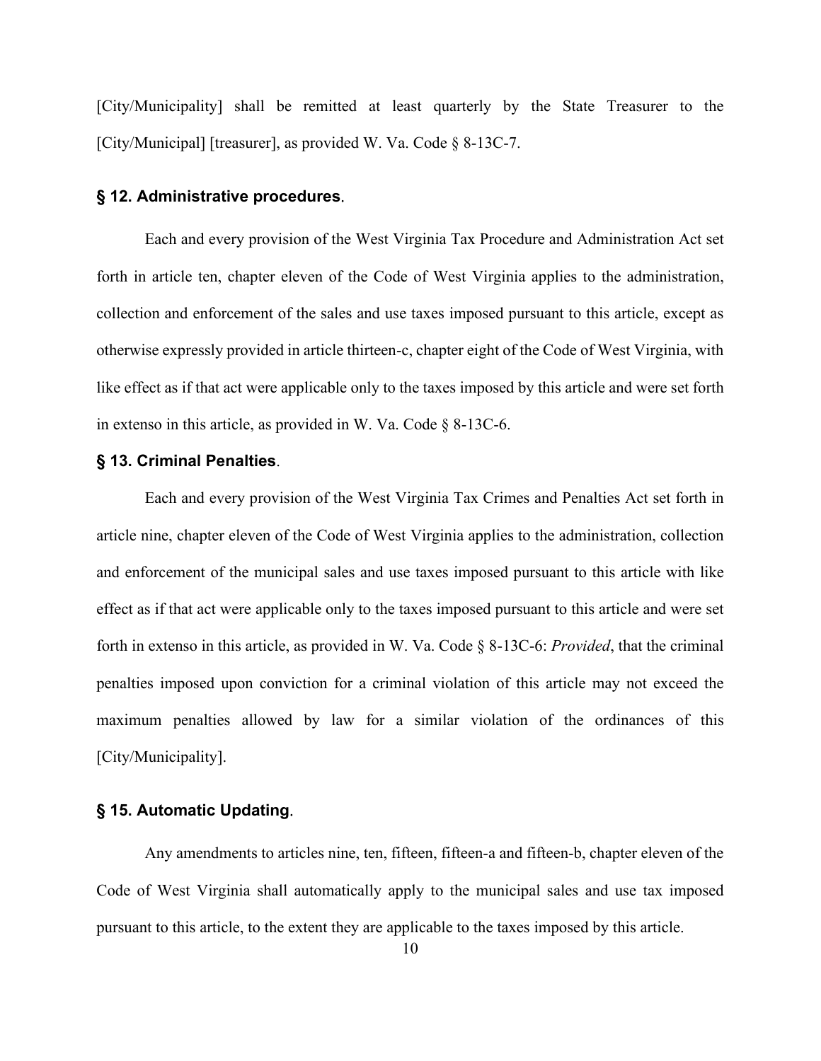[City/Municipality] shall be remitted at least quarterly by the State Treasurer to the [City/Municipal] [treasurer], as provided W. Va. Code § 8-13C-7.

### § 12. Administrative procedures.

Each and every provision of the West Virginia Tax Procedure and Administration Act set forth in article ten, chapter eleven of the Code of West Virginia applies to the administration, collection and enforcement of the sales and use taxes imposed pursuant to this article, except as otherwise expressly provided in article thirteen-c, chapter eight of the Code of West Virginia, with like effect as if that act were applicable only to the taxes imposed by this article and were set forth in extenso in this article, as provided in W. Va. Code § 8-13C-6.

### § 13. Criminal Penalties.

Each and every provision of the West Virginia Tax Crimes and Penalties Act set forth in article nine, chapter eleven of the Code of West Virginia applies to the administration, collection and enforcement of the municipal sales and use taxes imposed pursuant to this article with like effect as if that act were applicable only to the taxes imposed pursuant to this article and were set forth in extenso in this article, as provided in W. Va. Code § 8-13C-6: *Provided*, that the criminal penalties imposed upon conviction for a criminal violation of this article may not exceed the maximum penalties allowed by law for a similar violation of the ordinances of this [City/Municipality].

### § 15. Automatic Updating.

Any amendments to articles nine, ten, fifteen, fifteen-a and fifteen-b, chapter eleven of the Code of West Virginia shall automatically apply to the municipal sales and use tax imposed pursuant to this article, to the extent they are applicable to the taxes imposed by this article.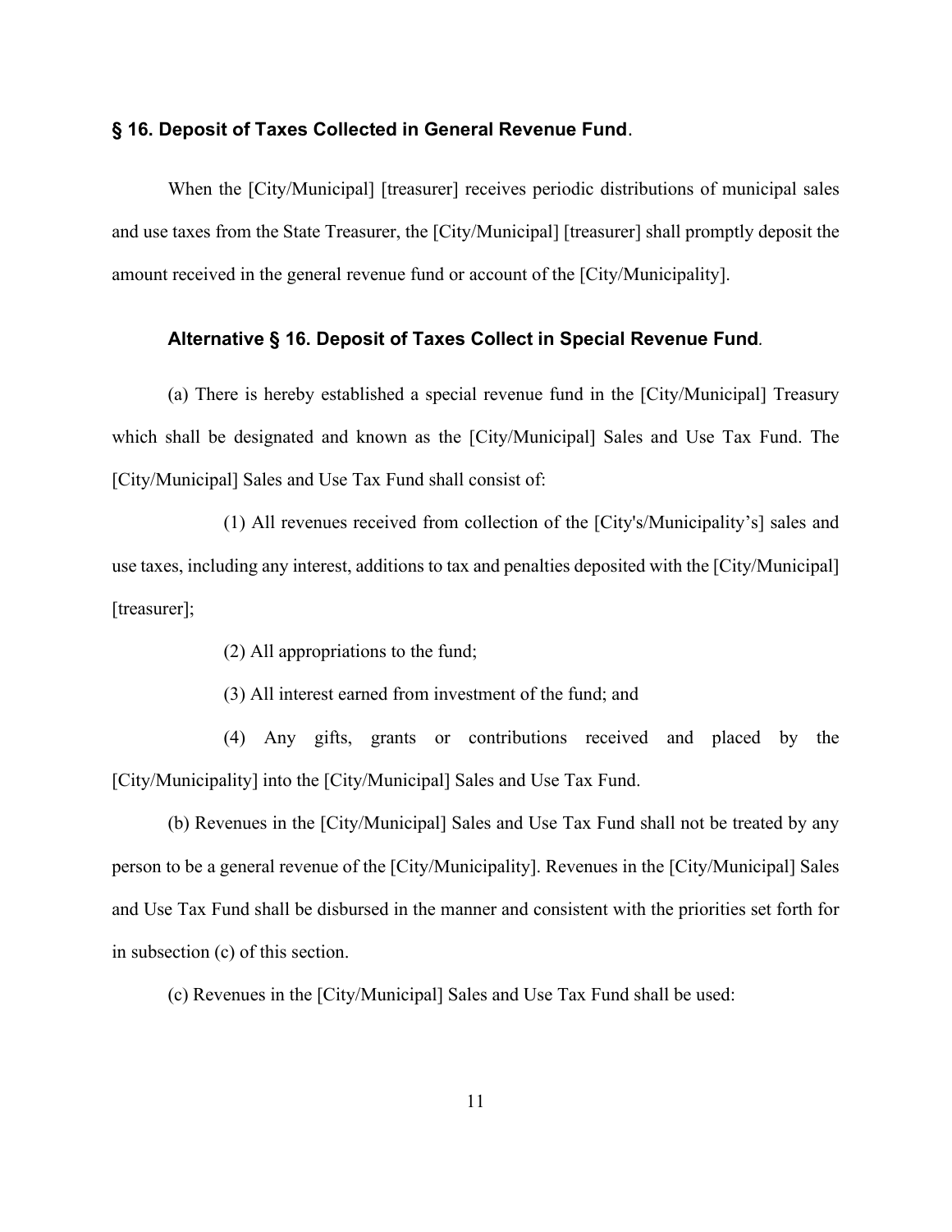### § 16. Deposit of Taxes Collected in General Revenue Fund.

When the [City/Municipal] [treasurer] receives periodic distributions of municipal sales and use taxes from the State Treasurer, the [City/Municipal] [treasurer] shall promptly deposit the amount received in the general revenue fund or account of the [City/Municipality].

### Alternative § 16. Deposit of Taxes Collect in Special Revenue Fund.

(a) There is hereby established a special revenue fund in the [City/Municipal] Treasury which shall be designated and known as the [City/Municipal] Sales and Use Tax Fund. The [City/Municipal] Sales and Use Tax Fund shall consist of:

(1) All revenues received from collection of the [City's/Municipality's] sales and use taxes, including any interest, additions to tax and penalties deposited with the [City/Municipal] [treasurer];

(2) All appropriations to the fund;

(3) All interest earned from investment of the fund; and

(4) Any gifts, grants or contributions received and placed by the [City/Municipality] into the [City/Municipal] Sales and Use Tax Fund.

(b) Revenues in the [City/Municipal] Sales and Use Tax Fund shall not be treated by any person to be a general revenue of the [City/Municipality]. Revenues in the [City/Municipal] Sales and Use Tax Fund shall be disbursed in the manner and consistent with the priorities set forth for in subsection (c) of this section.

(c) Revenues in the [City/Municipal] Sales and Use Tax Fund shall be used: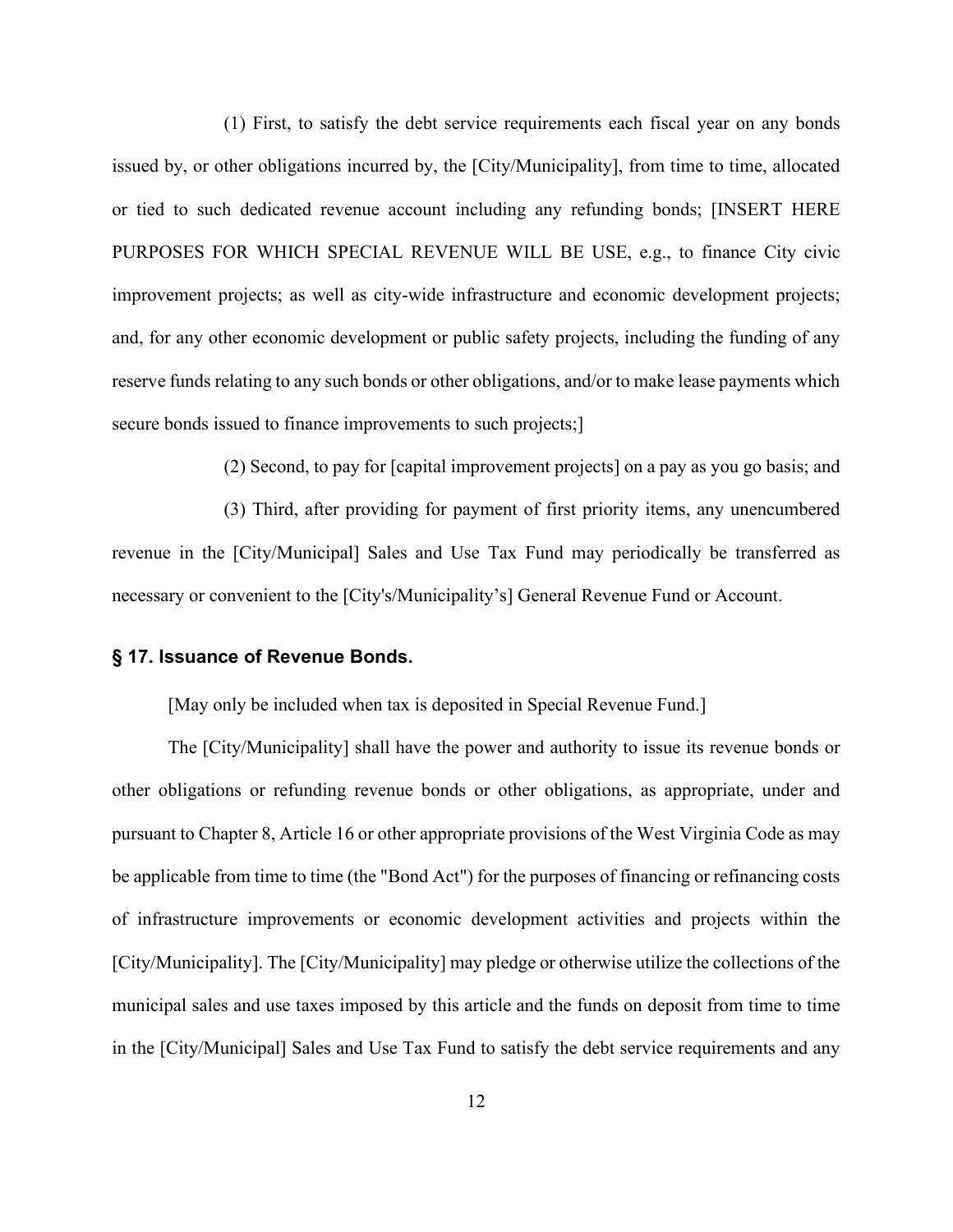(1) First, to satisfy the debt service requirements each fiscal year on any bonds issued by, or other obligations incurred by, the [City/Municipality], from time to time, allocated or tied to such dedicated revenue account including any refunding bonds; [INSERT HERE PURPOSES FOR WHICH SPECIAL REVENUE WILL BE USE, e.g., to finance City civic improvement projects; as well as city-wide infrastructure and economic development projects; and, for any other economic development or public safety projects, including the funding of any reserve funds relating to any such bonds or other obligations, and/or to make lease payments which secure bonds issued to finance improvements to such projects;]

(2) Second, to pay for [capital improvement projects] on a pay as you go basis; and

(3) Third, after providing for payment of first priority items, any unencumbered revenue in the [City/Municipal] Sales and Use Tax Fund may periodically be transferred as necessary or convenient to the [City's/Municipality's] General Revenue Fund or Account.

### § 17. Issuance of Revenue Bonds.

[May only be included when tax is deposited in Special Revenue Fund.]

The [City/Municipality] shall have the power and authority to issue its revenue bonds or other obligations or refunding revenue bonds or other obligations, as appropriate, under and pursuant to Chapter 8, Article 16 or other appropriate provisions of the West Virginia Code as may be applicable from time to time (the "Bond Act") for the purposes of financing or refinancing costs of infrastructure improvements or economic development activities and projects within the [City/Municipality]. The [City/Municipality] may pledge or otherwise utilize the collections of the municipal sales and use taxes imposed by this article and the funds on deposit from time to time in the [City/Municipal] Sales and Use Tax Fund to satisfy the debt service requirements and any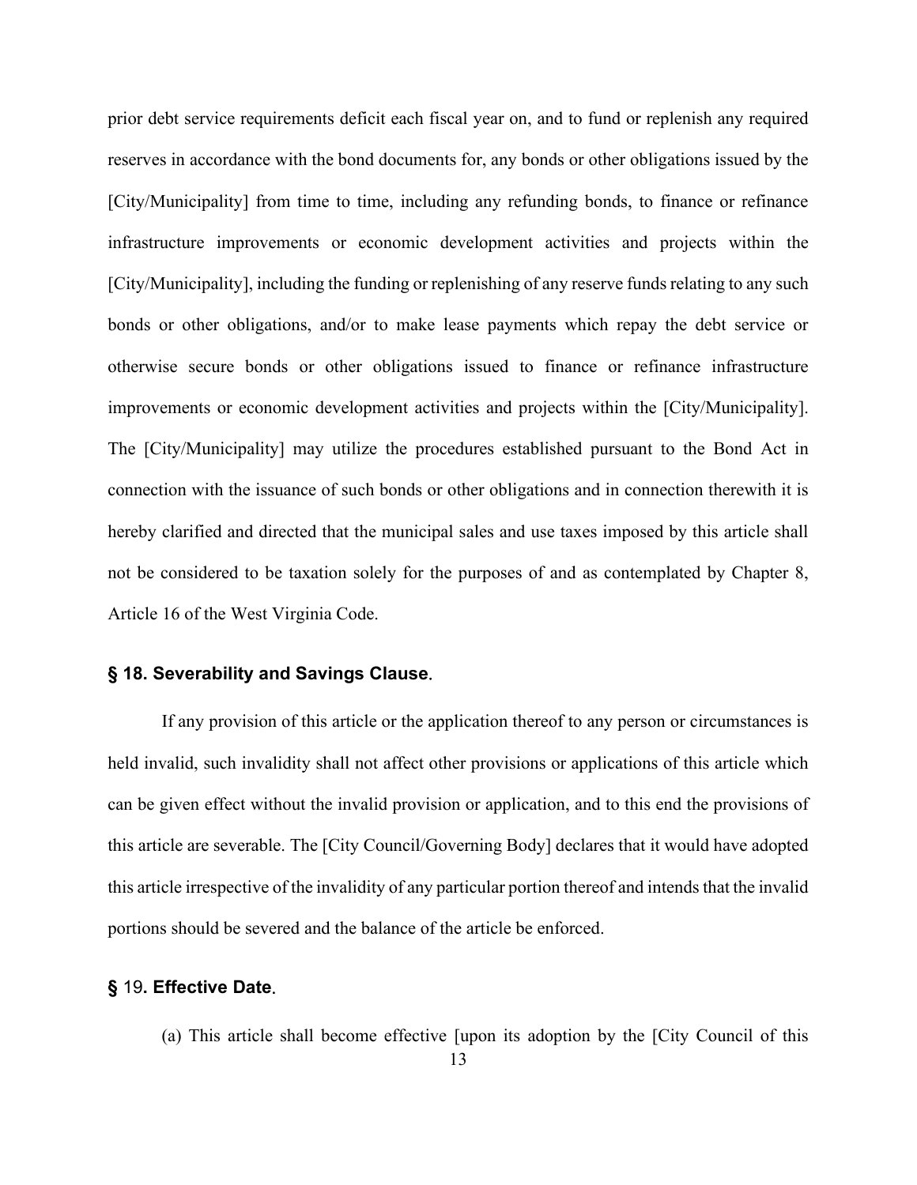prior debt service requirements deficit each fiscal year on, and to fund or replenish any required reserves in accordance with the bond documents for, any bonds or other obligations issued by the [City/Municipality] from time to time, including any refunding bonds, to finance or refinance infrastructure improvements or economic development activities and projects within the [City/Municipality], including the funding or replenishing of any reserve funds relating to any such bonds or other obligations, and/or to make lease payments which repay the debt service or otherwise secure bonds or other obligations issued to finance or refinance infrastructure improvements or economic development activities and projects within the [City/Municipality]. The [City/Municipality] may utilize the procedures established pursuant to the Bond Act in connection with the issuance of such bonds or other obligations and in connection therewith it is hereby clarified and directed that the municipal sales and use taxes imposed by this article shall not be considered to be taxation solely for the purposes of and as contemplated by Chapter 8, Article 16 of the West Virginia Code.

### § 18. Severability and Savings Clause.

If any provision of this article or the application thereof to any person or circumstances is held invalid, such invalidity shall not affect other provisions or applications of this article which can be given effect without the invalid provision or application, and to this end the provisions of this article are severable. The [City Council/Governing Body] declares that it would have adopted this article irrespective of the invalidity of any particular portion thereof and intends that the invalid portions should be severed and the balance of the article be enforced.

### § 19. Effective Date.

(a) This article shall become effective [upon its adoption by the [City Council of this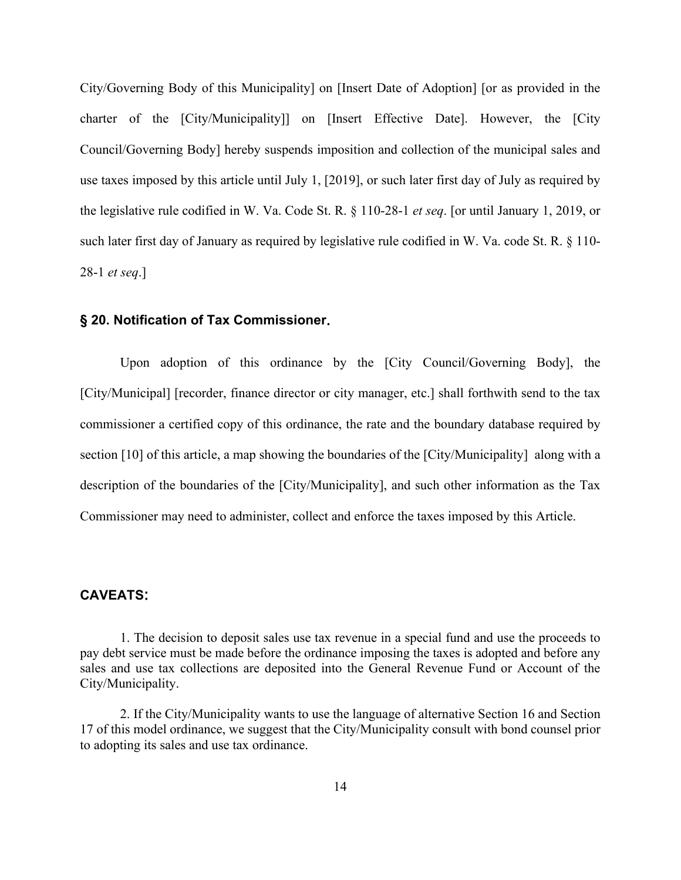City/Governing Body of this Municipality] on [Insert Date of Adoption] [or as provided in the charter of the [City/Municipality]] on [Insert Effective Date]. However, the [City Council/Governing Body] hereby suspends imposition and collection of the municipal sales and use taxes imposed by this article until July 1, [2019], or such later first day of July as required by the legislative rule codified in W. Va. Code St. R. § 110-28-1 *et seq*. [or until January 1, 2019, or such later first day of January as required by legislative rule codified in W. Va. code St. R. § 110-28-1 *et seq*.]

### § 20. Notification of Tax Commissioner.

Upon adoption of this ordinance by the [City Council/Governing Body], the [City/Municipal] [recorder, finance director or city manager, etc.] shall forthwith send to the tax commissioner a certified copy of this ordinance, the rate and the boundary database required by section [10] of this article, a map showing the boundaries of the [City/Municipality] along with a description of the boundaries of the [City/Municipality], and such other information as the Tax Commissioner may need to administer, collect and enforce the taxes imposed by this Article.

### CAVEATS:

1. The decision to deposit sales use tax revenue in a special fund and use the proceeds to pay debt service must be made before the ordinance imposing the taxes is adopted and before any sales and use tax collections are deposited into the General Revenue Fund or Account of the City/Municipality.

2. If the City/Municipality wants to use the language of alternative Section 16 and Section 17 of this model ordinance, we suggest that the City/Municipality consult with bond counsel prior to adopting its sales and use tax ordinance.